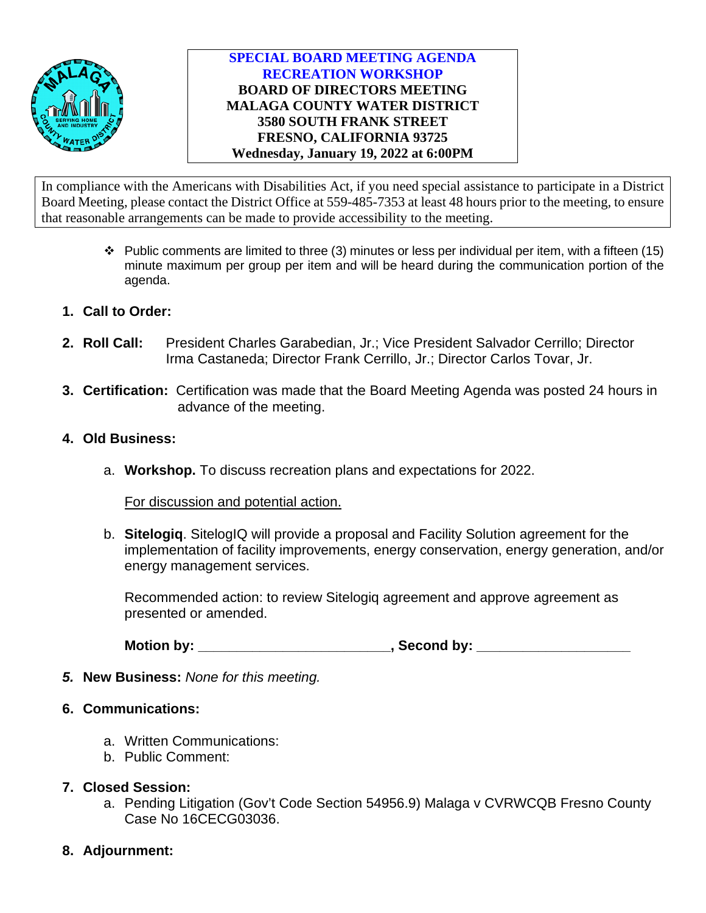**SPECIAL BOARD MEETING AGENDA**
**RECREATION WORKSHOP**
**BOARD OF DIRECTORS MEETING**
**MALAGA COUNTY WATER DISTRICT**
**3580 SOUTH FRANK STREET**
**FRESNO, CALIFORNIA 93725**
**Wednesday, January 19, 2022 at 6:00PM**

In compliance with the Americans with Disabilities Act, if you need special assistance to participate in a District Board Meeting, please contact the District Office at 559-485-7353 at least 48 hours prior to the meeting, to ensure that reasonable arrangements can be made to provide accessibility to the meeting.

- ❖ Public comments are limited to three (3) minutes or less per individual per item, with a fifteen (15) minute maximum per group per item and will be heard during the communication portion of the agenda.

1. **Call to Order:**

2. **Roll Call:** President Charles Garabedian, Jr.; Vice President Salvador Cerrillo; Director Irma Castaneda; Director Frank Cerrillo, Jr.; Director Carlos Tovar, Jr.

3. **Certification:** Certification was made that the Board Meeting Agenda was posted 24 hours in advance of the meeting.

4. **Old Business:**

   a. **Workshop.** To discuss recreation plans and expectations for 2022.

      For discussion and potential action.

   b. **Sitelogiq**. SitelogIQ will provide a proposal and Facility Solution agreement for the implementation of facility improvements, energy conservation, energy generation, and/or energy management services.

      Recommended action: to review Sitelogiq agreement and approve agreement as presented or amended.

      **Motion by: \_\_\_\_\_\_\_\_\_\_\_\_\_\_\_\_\_\_\_\_\_\_\_\_\_, Second by: \_\_\_\_\_\_\_\_\_\_\_\_\_\_\_\_\_\_\_\_**

5. **New Business:** *None for this meeting.*

6. **Communications:**

   a. Written Communications:
   b. Public Comment:

7. **Closed Session:**

   a. Pending Litigation (Gov't Code Section 54956.9) Malaga v CVRWCQB Fresno County Case No 16CECG03036.

8. **Adjournment:**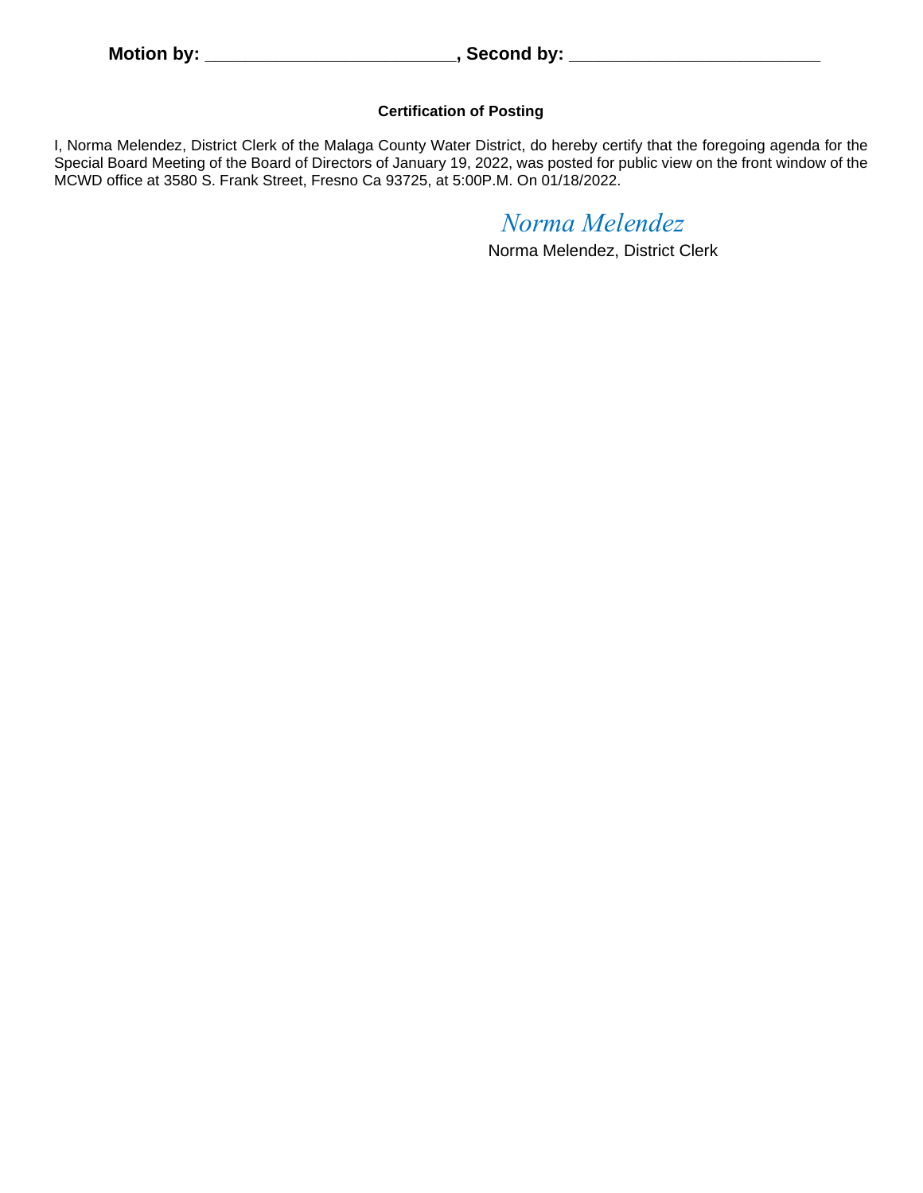**Motion by: \_\_\_\_\_\_\_\_\_\_\_\_\_\_\_\_\_\_\_\_\_\_\_\_\_\_, Second by: \_\_\_\_\_\_\_\_\_\_\_\_\_\_\_\_\_\_\_\_\_\_\_\_\_\_**

**Certification of Posting**

I, Norma Melendez, District Clerk of the Malaga County Water District, do hereby certify that the foregoing agenda for the Special Board Meeting of the Board of Directors of January 19, 2022, was posted for public view on the front window of the MCWD office at 3580 S. Frank Street, Fresno Ca 93725, at 5:00P.M. On 01/18/2022.

*Norma Melendez*

Norma Melendez, District Clerk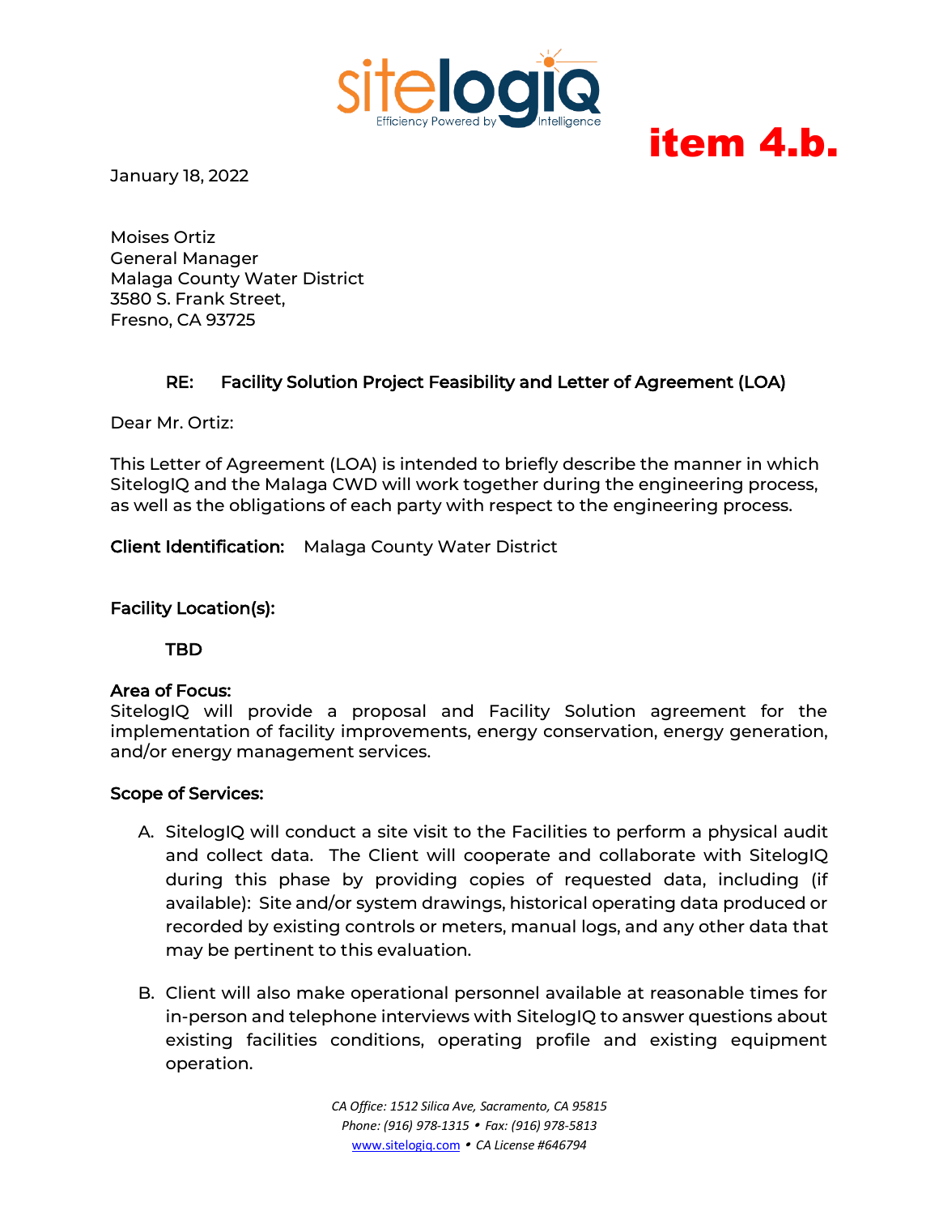**item 4.b.**

January 18, 2022

Moises Ortiz
General Manager
Malaga County Water District
3580 S. Frank Street,
Fresno, CA 93725

**RE: Facility Solution Project Feasibility and Letter of Agreement (LOA)**

Dear Mr. Ortiz:

This Letter of Agreement (LOA) is intended to briefly describe the manner in which SitelogIQ and the Malaga CWD will work together during the engineering process, as well as the obligations of each party with respect to the engineering process.

**Client Identification:** Malaga County Water District

**Facility Location(s):**

**TBD**

**Area of Focus:**
SitelogIQ will provide a proposal and Facility Solution agreement for the implementation of facility improvements, energy conservation, energy generation, and/or energy management services.

**Scope of Services:**

A. SitelogIQ will conduct a site visit to the Facilities to perform a physical audit and collect data. The Client will cooperate and collaborate with SitelogIQ during this phase by providing copies of requested data, including (if available): Site and/or system drawings, historical operating data produced or recorded by existing controls or meters, manual logs, and any other data that may be pertinent to this evaluation.

B. Client will also make operational personnel available at reasonable times for in-person and telephone interviews with SitelogIQ to answer questions about existing facilities conditions, operating profile and existing equipment operation.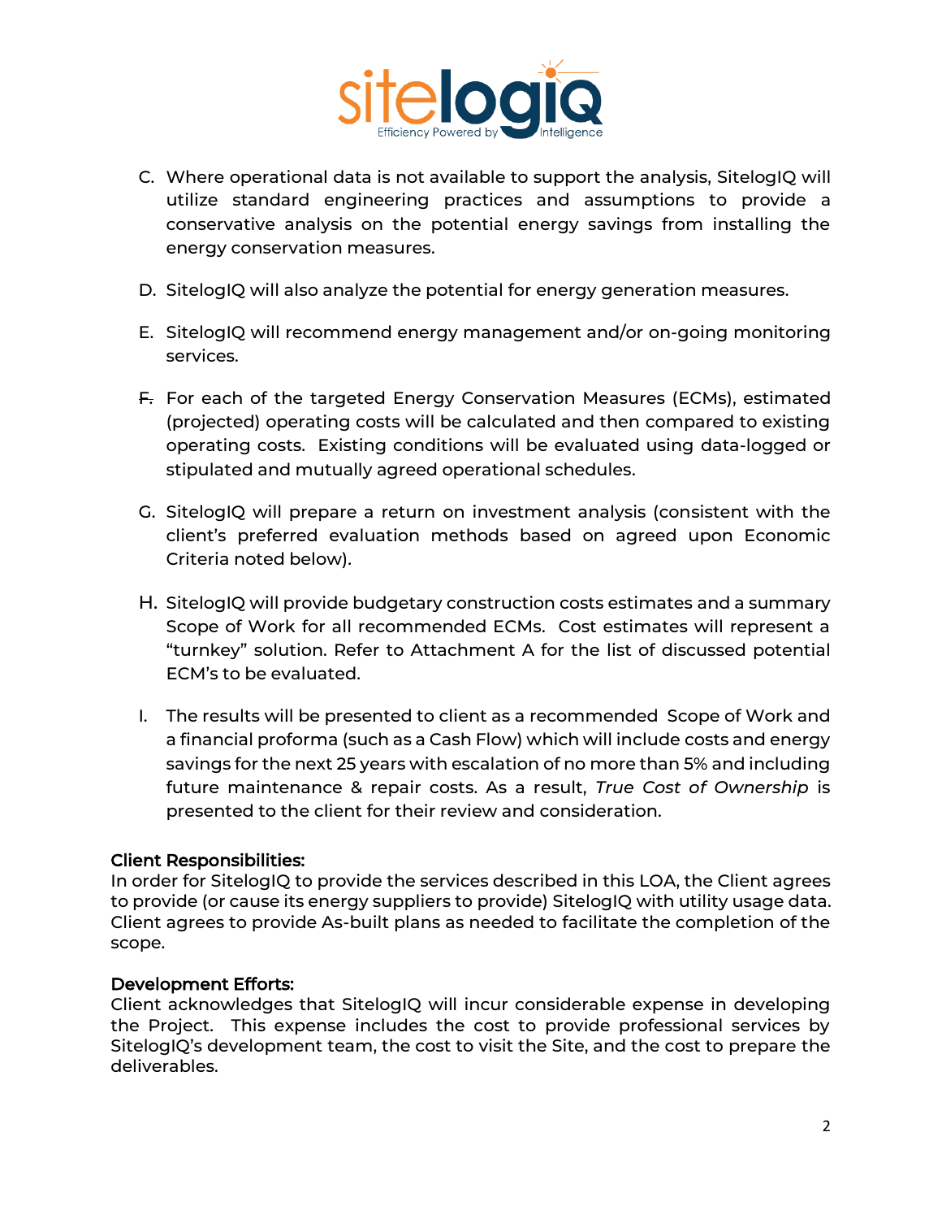C. Where operational data is not available to support the analysis, SitelogIQ will utilize standard engineering practices and assumptions to provide a conservative analysis on the potential energy savings from installing the energy conservation measures.

D. SitelogIQ will also analyze the potential for energy generation measures.

E. SitelogIQ will recommend energy management and/or on-going monitoring services.

F. For each of the targeted Energy Conservation Measures (ECMs), estimated (projected) operating costs will be calculated and then compared to existing operating costs. Existing conditions will be evaluated using data-logged or stipulated and mutually agreed operational schedules.

G. SitelogIQ will prepare a return on investment analysis (consistent with the client's preferred evaluation methods based on agreed upon Economic Criteria noted below).

H. SitelogIQ will provide budgetary construction costs estimates and a summary Scope of Work for all recommended ECMs. Cost estimates will represent a "turnkey" solution. Refer to Attachment A for the list of discussed potential ECM's to be evaluated.

I. The results will be presented to client as a recommended Scope of Work and a financial proforma (such as a Cash Flow) which will include costs and energy savings for the next 25 years with escalation of no more than 5% and including future maintenance & repair costs. As a result, *True Cost of Ownership* is presented to the client for their review and consideration.

**Client Responsibilities:**
In order for SitelogIQ to provide the services described in this LOA, the Client agrees to provide (or cause its energy suppliers to provide) SitelogIQ with utility usage data. Client agrees to provide As-built plans as needed to facilitate the completion of the scope.

**Development Efforts:**
Client acknowledges that SitelogIQ will incur considerable expense in developing the Project. This expense includes the cost to provide professional services by SitelogIQ's development team, the cost to visit the Site, and the cost to prepare the deliverables.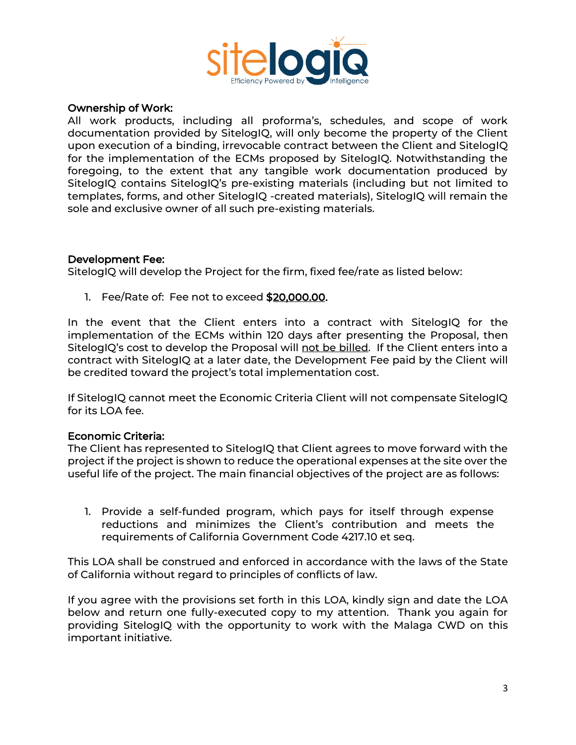**Ownership of Work:**
All work products, including all proforma's, schedules, and scope of work documentation provided by SitelogIQ, will only become the property of the Client upon execution of a binding, irrevocable contract between the Client and SitelogIQ for the implementation of the ECMs proposed by SitelogIQ. Notwithstanding the foregoing, to the extent that any tangible work documentation produced by SitelogIQ contains SitelogIQ's pre-existing materials (including but not limited to templates, forms, and other SitelogIQ -created materials), SitelogIQ will remain the sole and exclusive owner of all such pre-existing materials.

**Development Fee:**
SitelogIQ will develop the Project for the firm, fixed fee/rate as listed below:

1. Fee/Rate of: Fee not to exceed **$20,000.00.**

In the event that the Client enters into a contract with SitelogIQ for the implementation of the ECMs within 120 days after presenting the Proposal, then SitelogIQ's cost to develop the Proposal will not be billed. If the Client enters into a contract with SitelogIQ at a later date, the Development Fee paid by the Client will be credited toward the project's total implementation cost.

If SitelogIQ cannot meet the Economic Criteria Client will not compensate SitelogIQ for its LOA fee.

**Economic Criteria:**
The Client has represented to SitelogIQ that Client agrees to move forward with the project if the project is shown to reduce the operational expenses at the site over the useful life of the project. The main financial objectives of the project are as follows:

1. Provide a self-funded program, which pays for itself through expense reductions and minimizes the Client's contribution and meets the requirements of California Government Code 4217.10 et seq.

This LOA shall be construed and enforced in accordance with the laws of the State of California without regard to principles of conflicts of law.

If you agree with the provisions set forth in this LOA, kindly sign and date the LOA below and return one fully-executed copy to my attention. Thank you again for providing SitelogIQ with the opportunity to work with the Malaga CWD on this important initiative.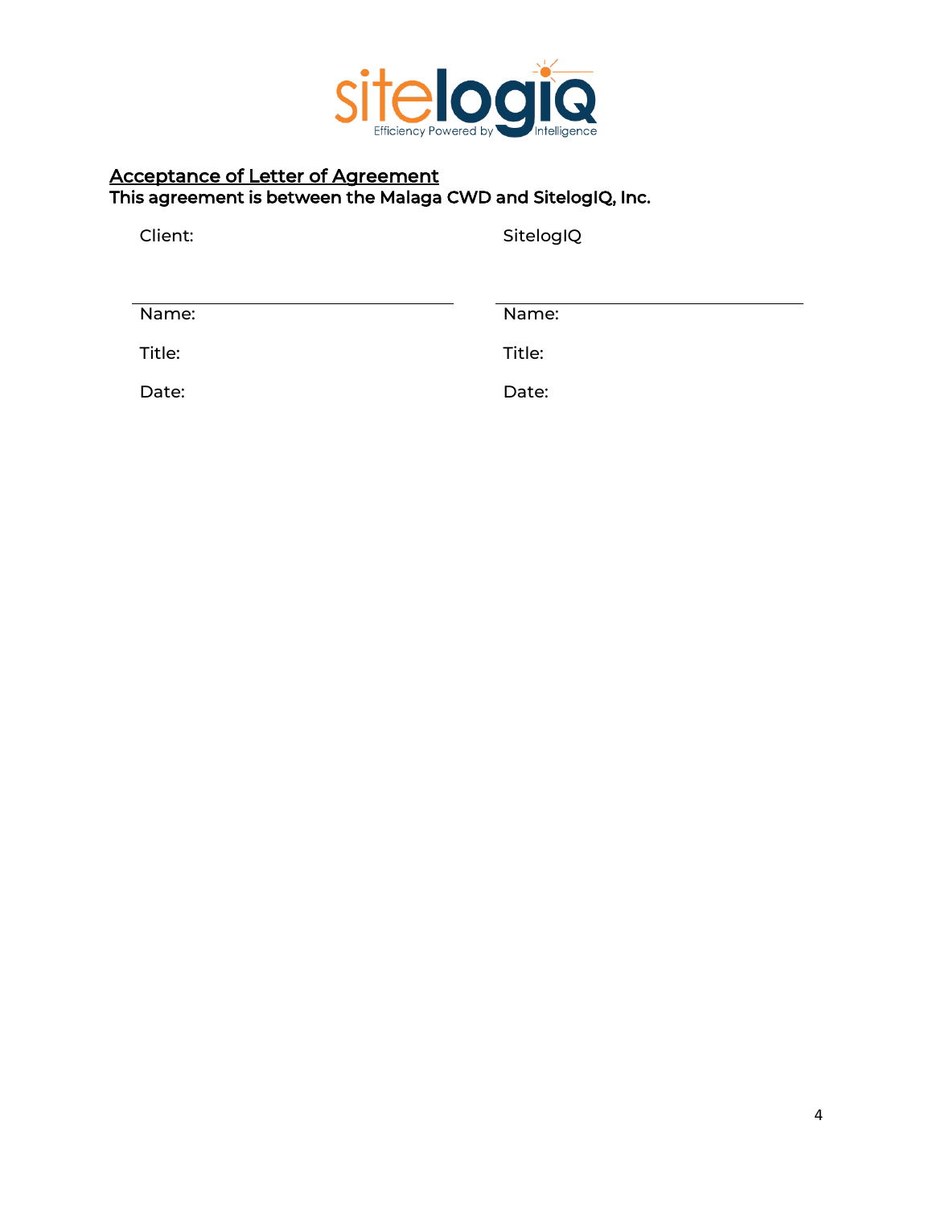## Acceptance of Letter of Agreement

**This agreement is between the Malaga CWD and SitelogIQ, Inc.**

| Client: | SitelogIQ |
|---|---|
| | |
| Name: | Name: |
| Title: | Title: |
| Date: | Date: |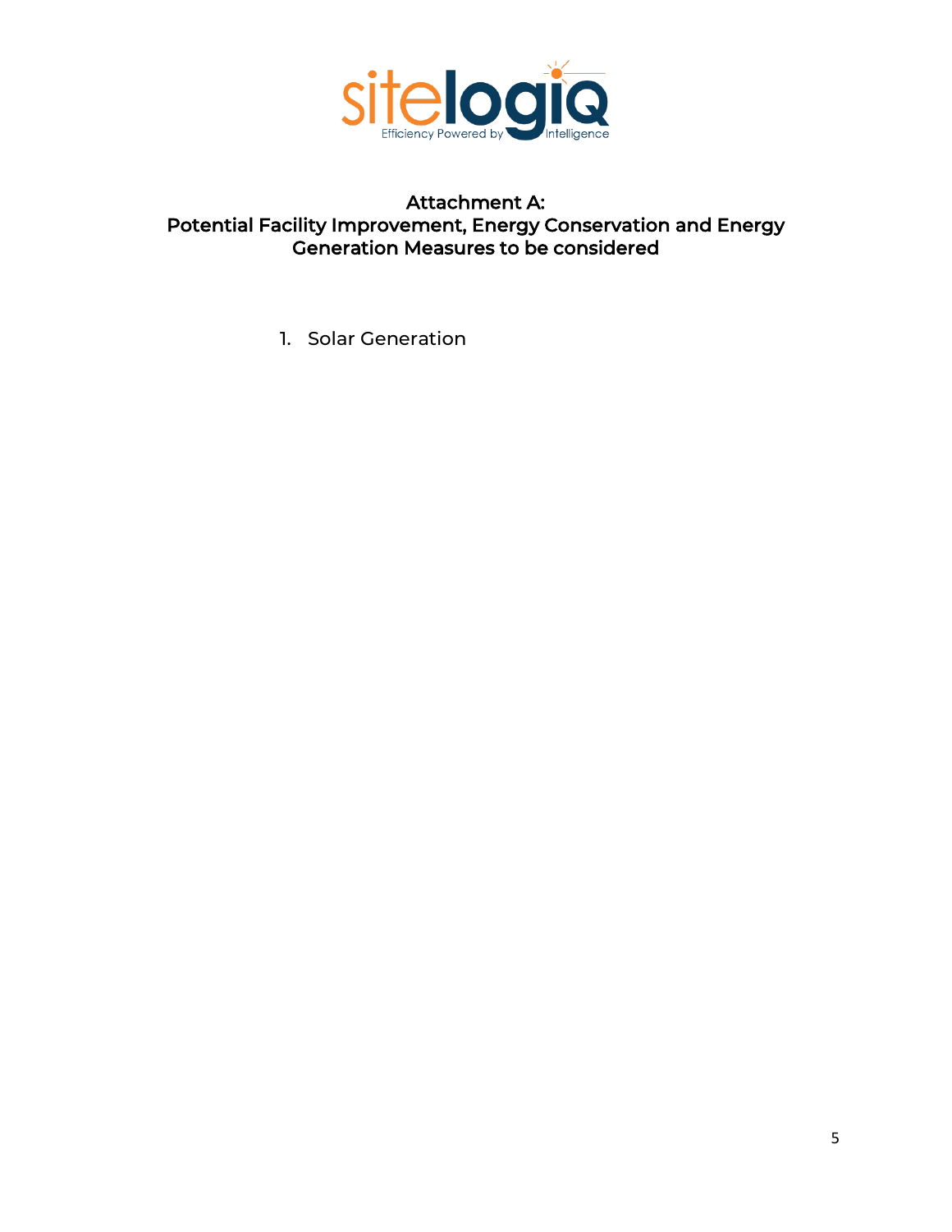# Attachment A:
# Potential Facility Improvement, Energy Conservation and Energy Generation Measures to be considered

1. Solar Generation